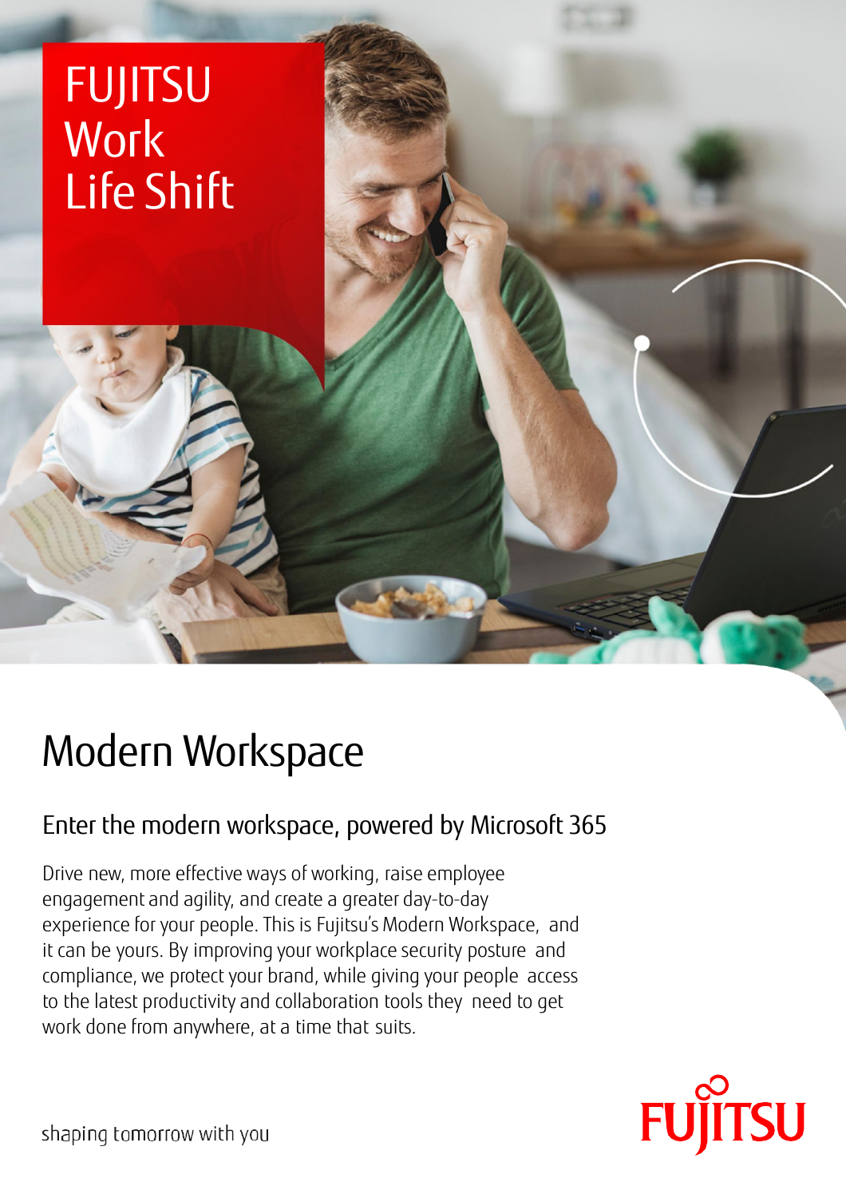FUJITSU Work Life Shift

# Modern Workspace

## Enter the modern workspace, powered by Microsoft 365

Drive new, more effective ways of working, raise employee engagement and agility, and create a greater day-to-day experience for your people. This is Fujitsu's Modern Workspace, and it can be yours. By improving your workplace security posture and compliance, we protect your brand, while giving your people access to the latest productivity and collaboration tools they need to get work done from anywhere, at a time that suits.

shaping tomorrow with you

FUJITSU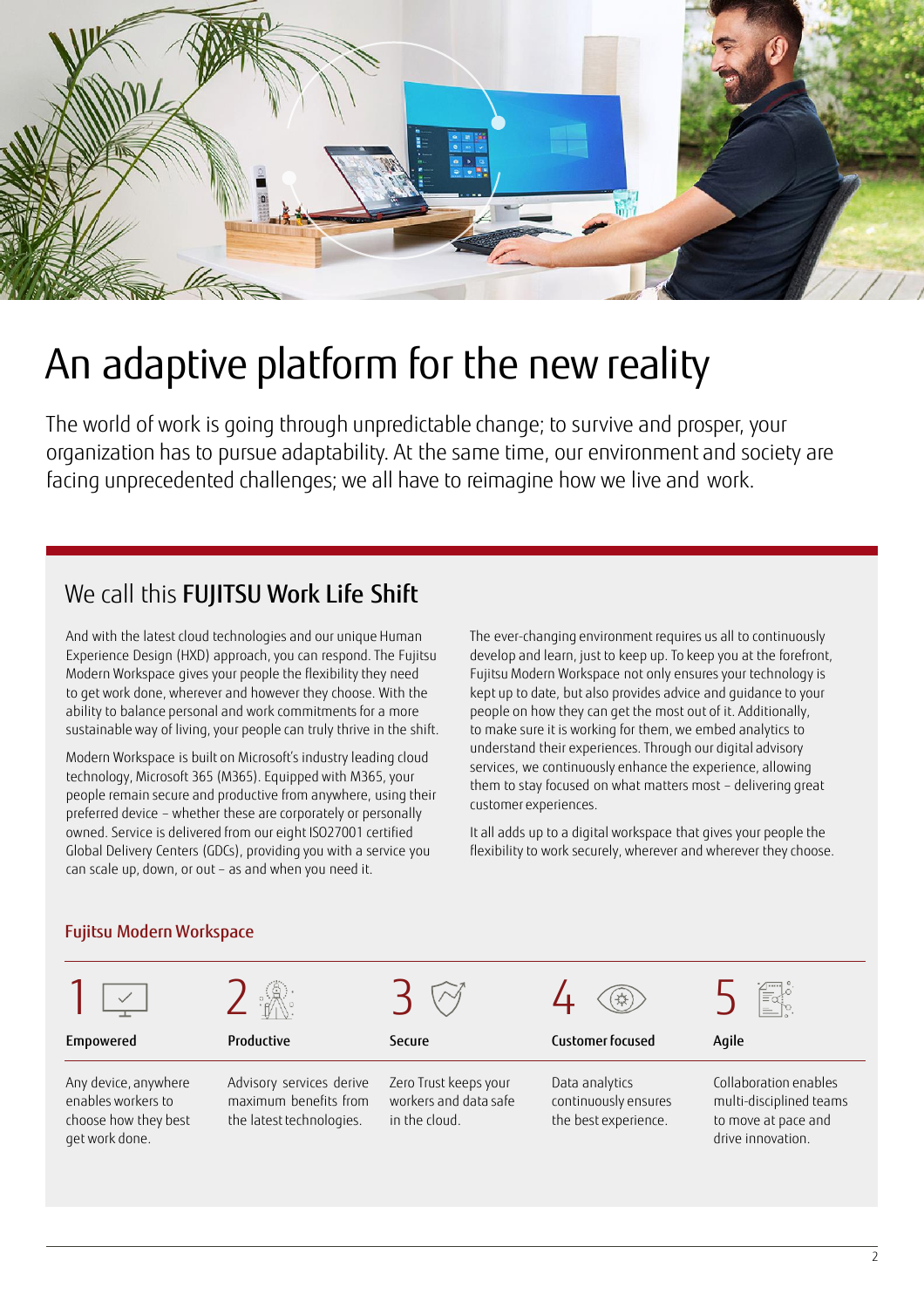# An adaptive platform for the new reality

The world of work is going through unpredictable change; to survive and prosper, your organization has to pursue adaptability. At the same time, our environment and society are facing unprecedented challenges; we all have to reimagine how we live and work.

## We call this **FUJITSU Work Life Shift**

And with the latest cloud technologies and our unique Human Experience Design (HXD) approach, you can respond. The Fujitsu Modern Workspace gives your people the flexibility they need to get work done, wherever and however they choose. With the ability to balance personal and work commitments for a more sustainable way of living, your people can truly thrive in the shift.

Modern Workspace is built on Microsoft's industry leading cloud technology, Microsoft 365 (M365). Equipped with M365, your people remain secure and productive from anywhere, using their preferred device – whether these are corporately or personally owned. Service is delivered from our eight ISO27001 certified Global Delivery Centers (GDCs), providing you with a service you can scale up, down, or out – as and when you need it.

The ever-changing environment requires us all to continuously develop and learn, just to keep up. To keep you at the forefront, Fujitsu Modern Workspace not only ensures your technology is kept up to date, but also provides advice and guidance to your people on how they can get the most out of it. Additionally, to make sure it is working for them, we embed analytics to understand their experiences. Through our digital advisory services, we continuously enhance the experience, allowing them to stay focused on what matters most – delivering great customer experiences.

It all adds up to a digital workspace that gives your people the flexibility to work securely, wherever and wherever they choose.

### Fujitsu Modern Workspace

| 1 | 2 | 3 | 4 | 5 |
|---|---|---|---|---|
| **Empowered** | **Productive** | **Secure** | **Customer focused** | **Agile** |
| Any device, anywhere enables workers to choose how they best get work done. | Advisory services derive maximum benefits from the latest technologies. | Zero Trust keeps your workers and data safe in the cloud. | Data analytics continuously ensures the best experience. | Collaboration enables multi-disciplined teams to move at pace and drive innovation. |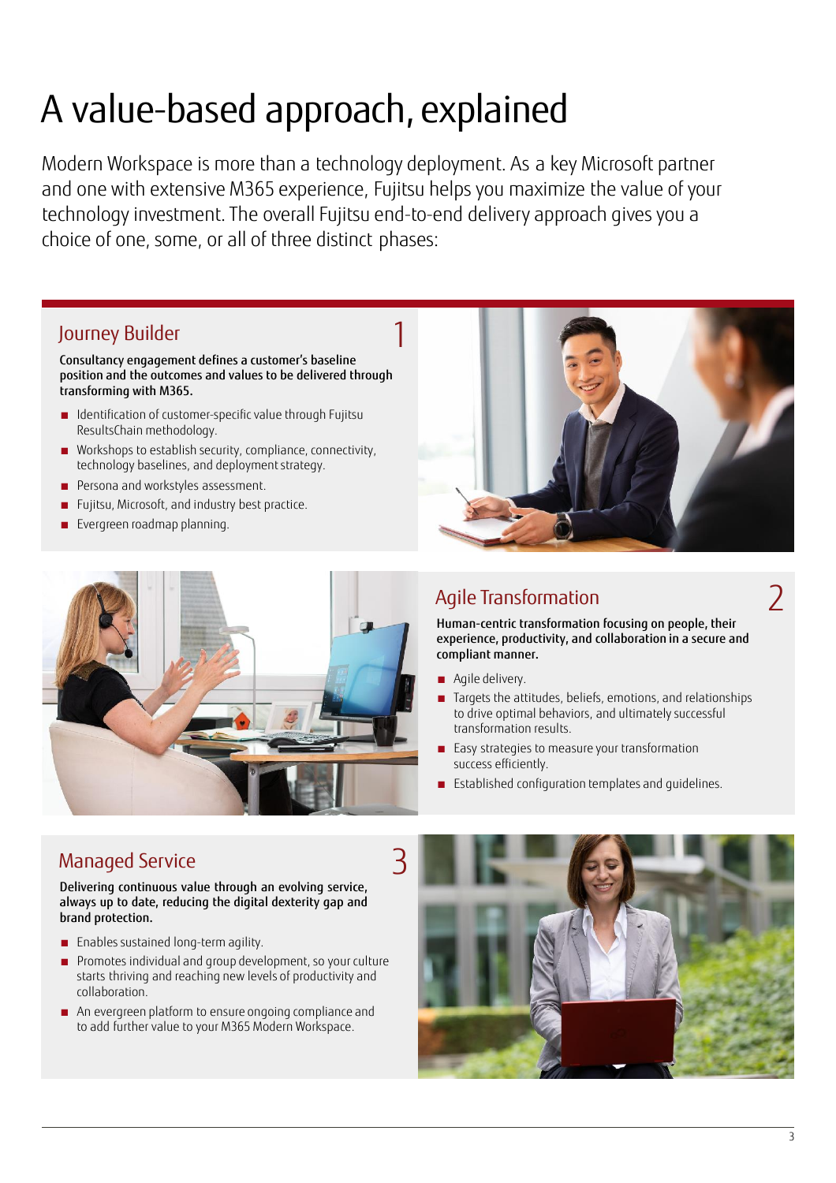# A value-based approach, explained

Modern Workspace is more than a technology deployment. As a key Microsoft partner and one with extensive M365 experience, Fujitsu helps you maximize the value of your technology investment. The overall Fujitsu end-to-end delivery approach gives you a choice of one, some, or all of three distinct phases:

## Journey Builder 1

**Consultancy engagement defines a customer's baseline position and the outcomes and values to be delivered through transforming with M365.**

- Identification of customer-specific value through Fujitsu ResultsChain methodology.
- Workshops to establish security, compliance, connectivity, technology baselines, and deployment strategy.
- Persona and workstyles assessment.
- Fujitsu, Microsoft, and industry best practice.
- Evergreen roadmap planning.

## Agile Transformation 2

**Human-centric transformation focusing on people, their experience, productivity, and collaboration in a secure and compliant manner.**

- Agile delivery.
- Targets the attitudes, beliefs, emotions, and relationships to drive optimal behaviors, and ultimately successful transformation results.
- Easy strategies to measure your transformation success efficiently.
- Established configuration templates and guidelines.

## Managed Service 3

**Delivering continuous value through an evolving service, always up to date, reducing the digital dexterity gap and brand protection.**

- Enables sustained long-term agility.
- Promotes individual and group development, so your culture starts thriving and reaching new levels of productivity and collaboration.
- An evergreen platform to ensure ongoing compliance and to add further value to your M365 Modern Workspace.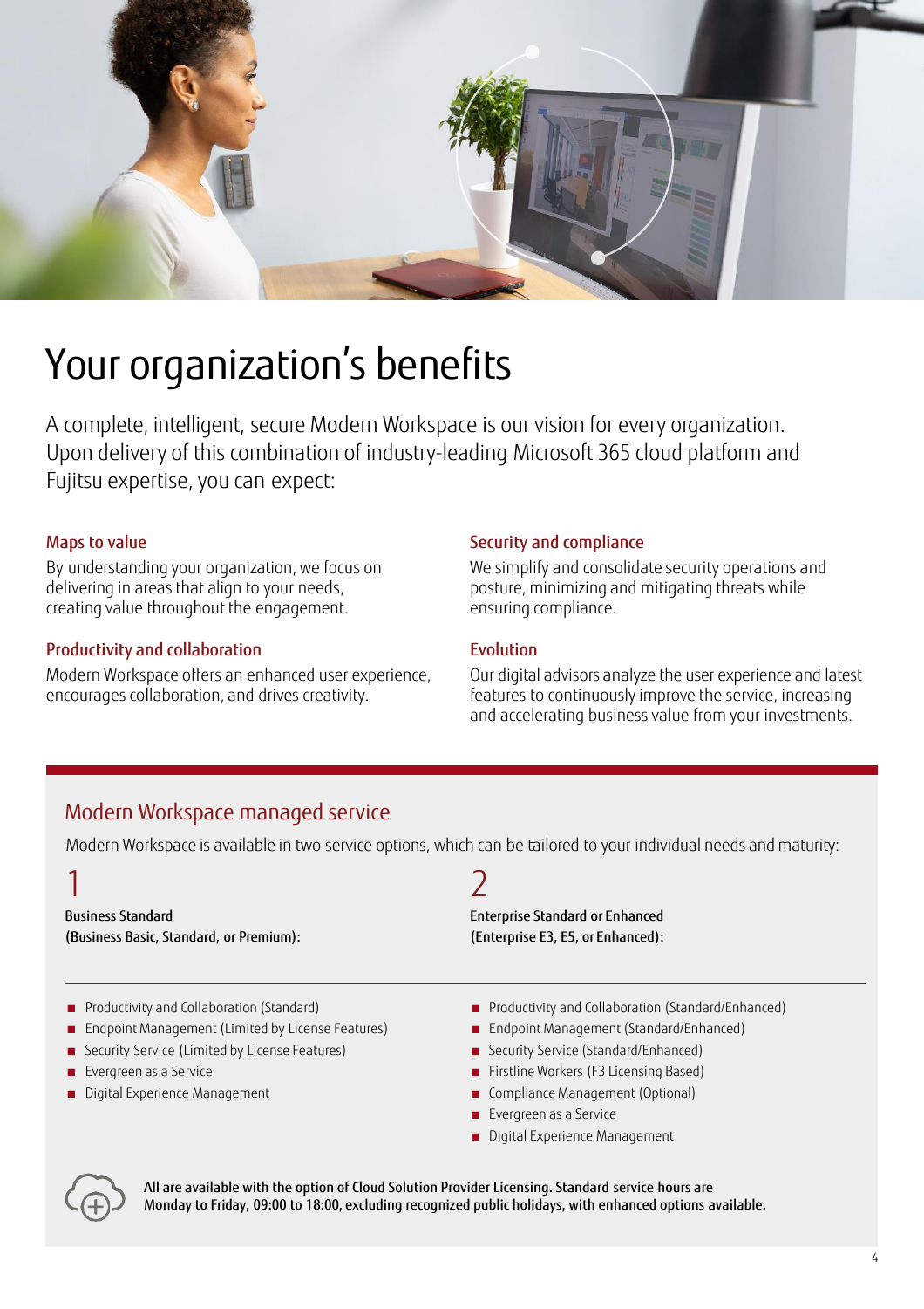# Your organization's benefits

A complete, intelligent, secure Modern Workspace is our vision for every organization. Upon delivery of this combination of industry-leading Microsoft 365 cloud platform and Fujitsu expertise, you can expect:

### Maps to value

By understanding your organization, we focus on delivering in areas that align to your needs, creating value throughout the engagement.

### Productivity and collaboration

Modern Workspace offers an enhanced user experience, encourages collaboration, and drives creativity.

### Security and compliance

We simplify and consolidate security operations and posture, minimizing and mitigating threats while ensuring compliance.

### Evolution

Our digital advisors analyze the user experience and latest features to continuously improve the service, increasing and accelerating business value from your investments.

## Modern Workspace managed service

Modern Workspace is available in two service options, which can be tailored to your individual needs and maturity:

1

**Business Standard**
**(Business Basic, Standard, or Premium):**

- Productivity and Collaboration (Standard)
- Endpoint Management (Limited by License Features)
- Security Service (Limited by License Features)
- Evergreen as a Service
- Digital Experience Management

2

**Enterprise Standard or Enhanced**
**(Enterprise E3, E5, or Enhanced):**

- Productivity and Collaboration (Standard/Enhanced)
- Endpoint Management (Standard/Enhanced)
- Security Service (Standard/Enhanced)
- Firstline Workers (F3 Licensing Based)
- Compliance Management (Optional)
- Evergreen as a Service
- Digital Experience Management

**All are available with the option of Cloud Solution Provider Licensing. Standard service hours are Monday to Friday, 09:00 to 18:00, excluding recognized public holidays, with enhanced options available.**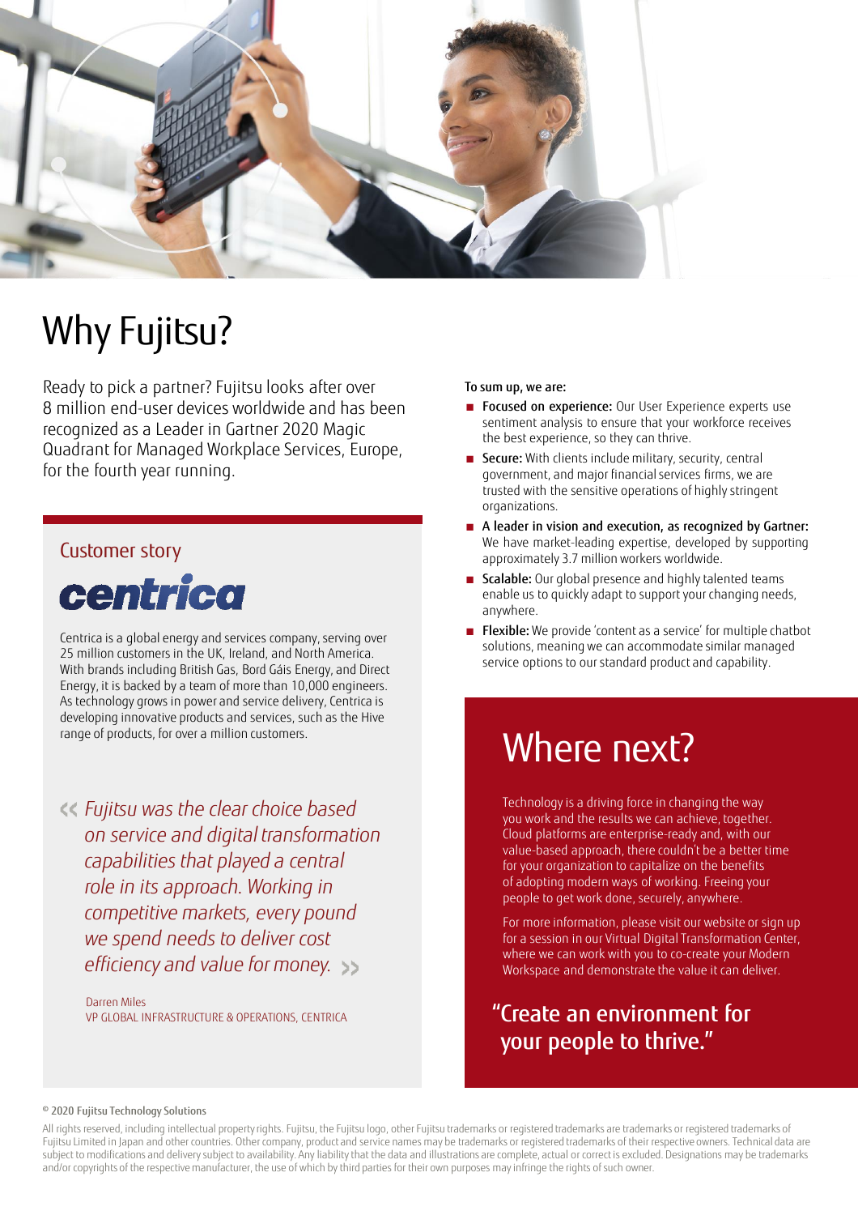# Why Fujitsu?

Ready to pick a partner? Fujitsu looks after over 8 million end-user devices worldwide and has been recognized as a Leader in Gartner 2020 Magic Quadrant for Managed Workplace Services, Europe, for the fourth year running.

## Customer story

**centrica**

Centrica is a global energy and services company, serving over 25 million customers in the UK, Ireland, and North America. With brands including British Gas, Bord Gáis Energy, and Direct Energy, it is backed by a team of more than 10,000 engineers. As technology grows in power and service delivery, Centrica is developing innovative products and services, such as the Hive range of products, for over a million customers.

> *Fujitsu was the clear choice based on service and digital transformation capabilities that played a central role in its approach. Working in competitive markets, every pound we spend needs to deliver cost efficiency and value for money.*

Darren Miles
VP GLOBAL INFRASTRUCTURE & OPERATIONS, CENTRICA

To sum up, we are:

- **Focused on experience:** Our User Experience experts use sentiment analysis to ensure that your workforce receives the best experience, so they can thrive.
- **Secure:** With clients include military, security, central government, and major financial services firms, we are trusted with the sensitive operations of highly stringent organizations.
- **A leader in vision and execution, as recognized by Gartner:** We have market-leading expertise, developed by supporting approximately 3.7 million workers worldwide.
- **Scalable:** Our global presence and highly talented teams enable us to quickly adapt to support your changing needs, anywhere.
- **Flexible:** We provide 'content as a service' for multiple chatbot solutions, meaning we can accommodate similar managed service options to our standard product and capability.

# Where next?

Technology is a driving force in changing the way you work and the results we can achieve, together. Cloud platforms are enterprise-ready and, with our value-based approach, there couldn't be a better time for your organization to capitalize on the benefits of adopting modern ways of working. Freeing your people to get work done, securely, anywhere.

For more information, please visit our website or sign up for a session in our Virtual Digital Transformation Center, where we can work with you to co-create your Modern Workspace and demonstrate the value it can deliver.

**"Create an environment for your people to thrive."**

© 2020 Fujitsu Technology Solutions

All rights reserved, including intellectual property rights. Fujitsu, the Fujitsu logo, other Fujitsu trademarks or registered trademarks are trademarks or registered trademarks of Fujitsu Limited in Japan and other countries. Other company, product and service names may be trademarks or registered trademarks of their respective owners. Technical data are subject to modifications and delivery subject to availability. Any liability that the data and illustrations are complete, actual or correct is excluded. Designations may be trademarks and/or copyrights of the respective manufacturer, the use of which by third parties for their own purposes may infringe the rights of such owner.